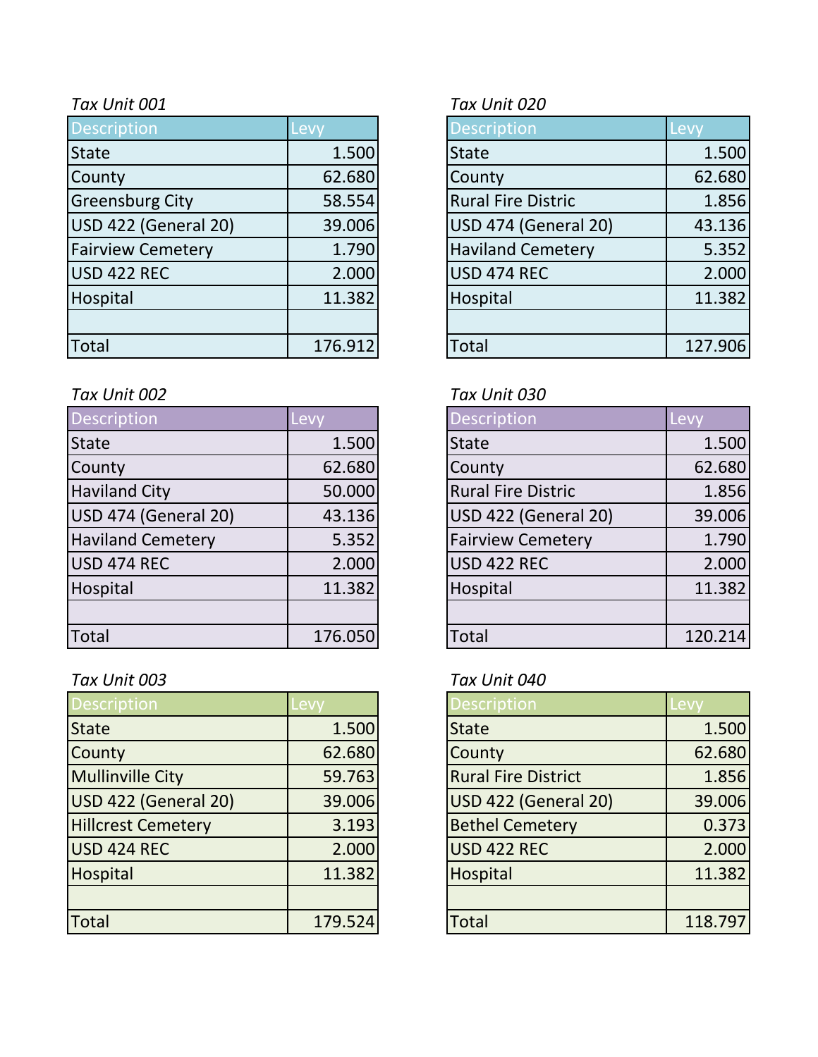*Tax Unit 001*

| Description | Levy |
|---|---|
| State | 1.500 |
| County | 62.680 |
| Greensburg City | 58.554 |
| USD 422 (General 20) | 39.006 |
| Fairview Cemetery | 1.790 |
| USD 422 REC | 2.000 |
| Hospital | 11.382 |
| | |
| Total | 176.912 |

*Tax Unit 002*

| Description | Levy |
|---|---|
| State | 1.500 |
| County | 62.680 |
| Haviland City | 50.000 |
| USD 474 (General 20) | 43.136 |
| Haviland Cemetery | 5.352 |
| USD 474 REC | 2.000 |
| Hospital | 11.382 |
| | |
| Total | 176.050 |

*Tax Unit 003*

| Description | Levy |
|---|---|
| State | 1.500 |
| County | 62.680 |
| Mullinville City | 59.763 |
| USD 422 (General 20) | 39.006 |
| Hillcrest Cemetery | 3.193 |
| USD 424 REC | 2.000 |
| Hospital | 11.382 |
| | |
| Total | 179.524 |

*Tax Unit 020*

| Description | Levy |
|---|---|
| State | 1.500 |
| County | 62.680 |
| Rural Fire Distric | 1.856 |
| USD 474 (General 20) | 43.136 |
| Haviland Cemetery | 5.352 |
| USD 474 REC | 2.000 |
| Hospital | 11.382 |
| | |
| Total | 127.906 |

*Tax Unit 030*

| Description | Levy |
|---|---|
| State | 1.500 |
| County | 62.680 |
| Rural Fire Distric | 1.856 |
| USD 422 (General 20) | 39.006 |
| Fairview Cemetery | 1.790 |
| USD 422 REC | 2.000 |
| Hospital | 11.382 |
| | |
| Total | 120.214 |

*Tax Unit 040*

| Description | Levy |
|---|---|
| State | 1.500 |
| County | 62.680 |
| Rural Fire District | 1.856 |
| USD 422 (General 20) | 39.006 |
| Bethel Cemetery | 0.373 |
| USD 422 REC | 2.000 |
| Hospital | 11.382 |
| | |
| Total | 118.797 |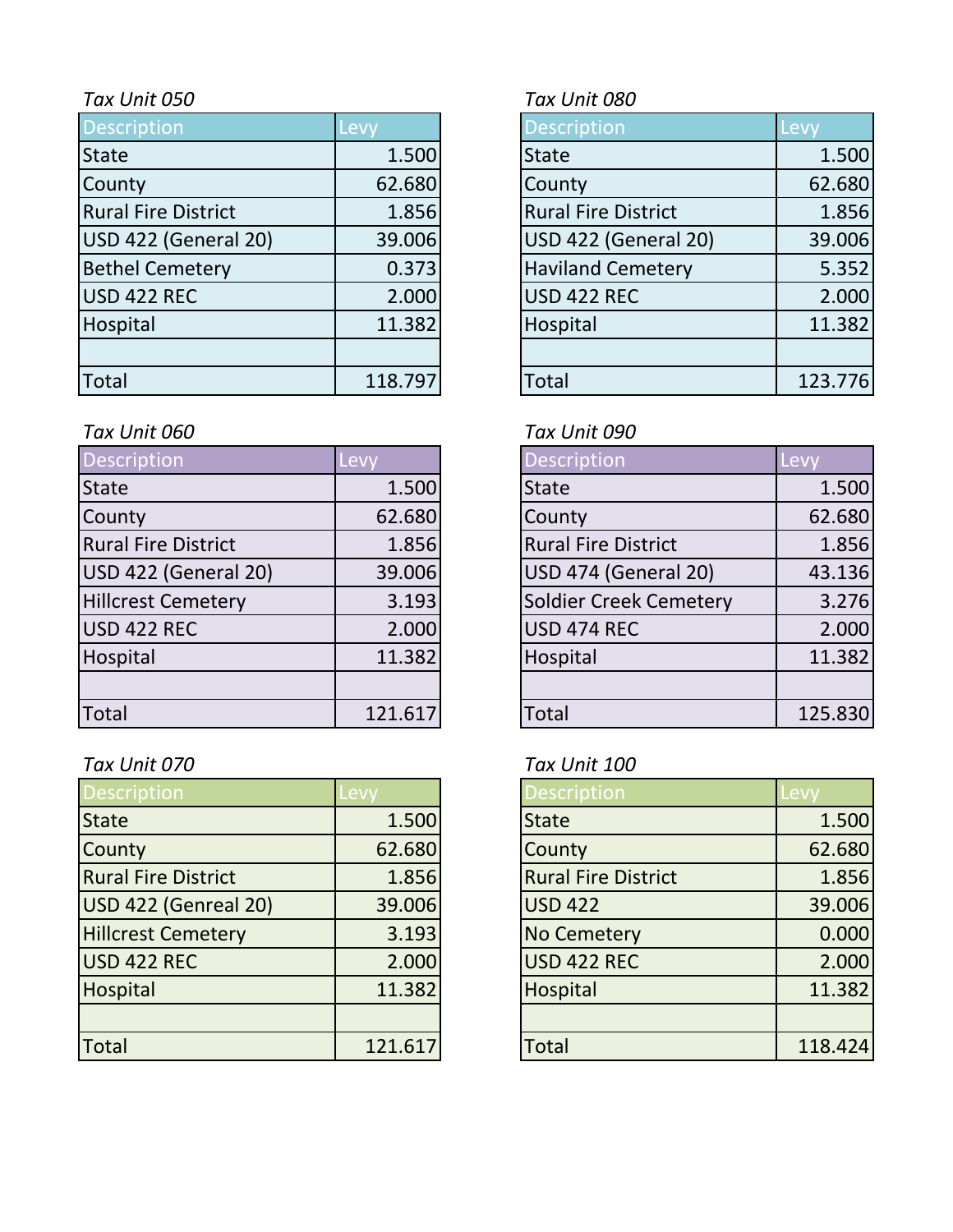*Tax Unit 050*

| Description | Levy |
|---|---|
| State | 1.500 |
| County | 62.680 |
| Rural Fire District | 1.856 |
| USD 422 (General 20) | 39.006 |
| Bethel Cemetery | 0.373 |
| USD 422 REC | 2.000 |
| Hospital | 11.382 |
| | |
| Total | 118.797 |

*Tax Unit 060*

| Description | Levy |
|---|---|
| State | 1.500 |
| County | 62.680 |
| Rural Fire District | 1.856 |
| USD 422 (General 20) | 39.006 |
| Hillcrest Cemetery | 3.193 |
| USD 422 REC | 2.000 |
| Hospital | 11.382 |
| | |
| Total | 121.617 |

*Tax Unit 070*

| Description | Levy |
|---|---|
| State | 1.500 |
| County | 62.680 |
| Rural Fire District | 1.856 |
| USD 422 (Genreal 20) | 39.006 |
| Hillcrest Cemetery | 3.193 |
| USD 422 REC | 2.000 |
| Hospital | 11.382 |
| | |
| Total | 121.617 |

*Tax Unit 080*

| Description | Levy |
|---|---|
| State | 1.500 |
| County | 62.680 |
| Rural Fire District | 1.856 |
| USD 422 (General 20) | 39.006 |
| Haviland Cemetery | 5.352 |
| USD 422 REC | 2.000 |
| Hospital | 11.382 |
| | |
| Total | 123.776 |

*Tax Unit 090*

| Description | Levy |
|---|---|
| State | 1.500 |
| County | 62.680 |
| Rural Fire District | 1.856 |
| USD 474 (General 20) | 43.136 |
| Soldier Creek Cemetery | 3.276 |
| USD 474 REC | 2.000 |
| Hospital | 11.382 |
| | |
| Total | 125.830 |

*Tax Unit 100*

| Description | Levy |
|---|---|
| State | 1.500 |
| County | 62.680 |
| Rural Fire District | 1.856 |
| USD 422 | 39.006 |
| No Cemetery | 0.000 |
| USD 422 REC | 2.000 |
| Hospital | 11.382 |
| | |
| Total | 118.424 |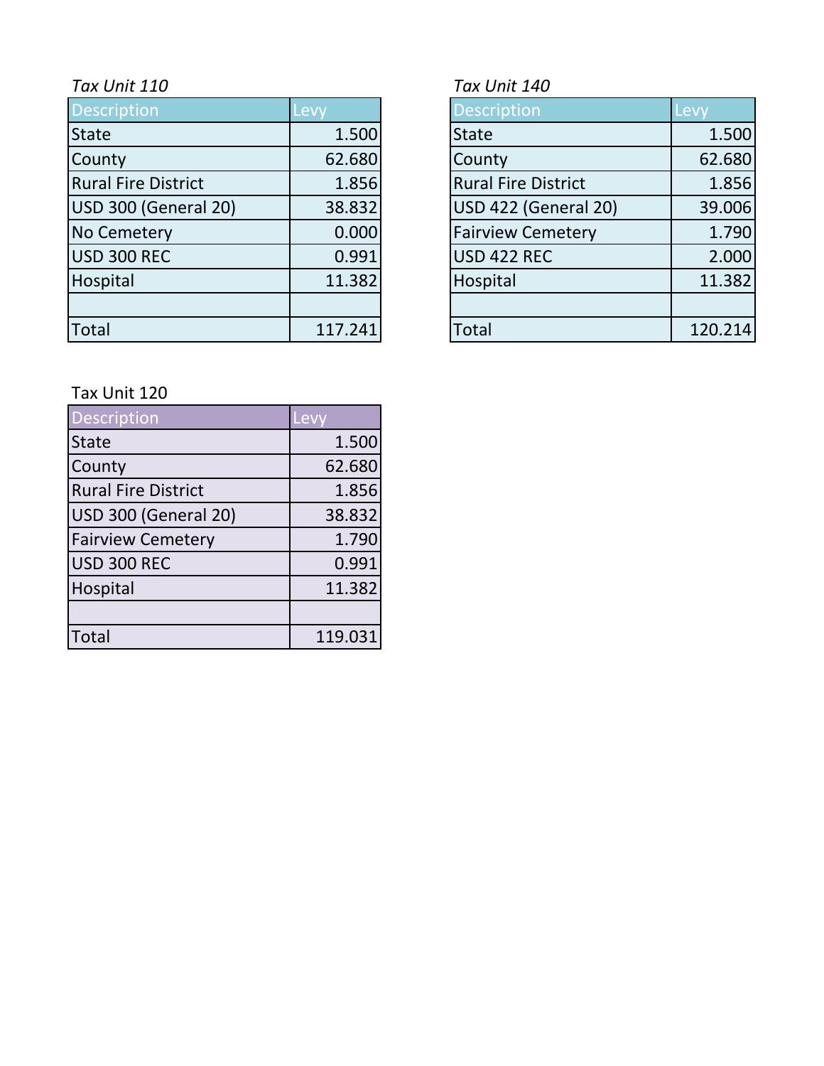*Tax Unit 110*

| Description | Levy |
|---|---|
| State | 1.500 |
| County | 62.680 |
| Rural Fire District | 1.856 |
| USD 300 (General 20) | 38.832 |
| No Cemetery | 0.000 |
| USD 300 REC | 0.991 |
| Hospital | 11.382 |
| | |
| Total | 117.241 |

*Tax Unit 140*

| Description | Levy |
|---|---|
| State | 1.500 |
| County | 62.680 |
| Rural Fire District | 1.856 |
| USD 422 (General 20) | 39.006 |
| Fairview Cemetery | 1.790 |
| USD 422 REC | 2.000 |
| Hospital | 11.382 |
| | |
| Total | 120.214 |

Tax Unit 120

| Description | Levy |
|---|---|
| State | 1.500 |
| County | 62.680 |
| Rural Fire District | 1.856 |
| USD 300 (General 20) | 38.832 |
| Fairview Cemetery | 1.790 |
| USD 300 REC | 0.991 |
| Hospital | 11.382 |
| | |
| Total | 119.031 |